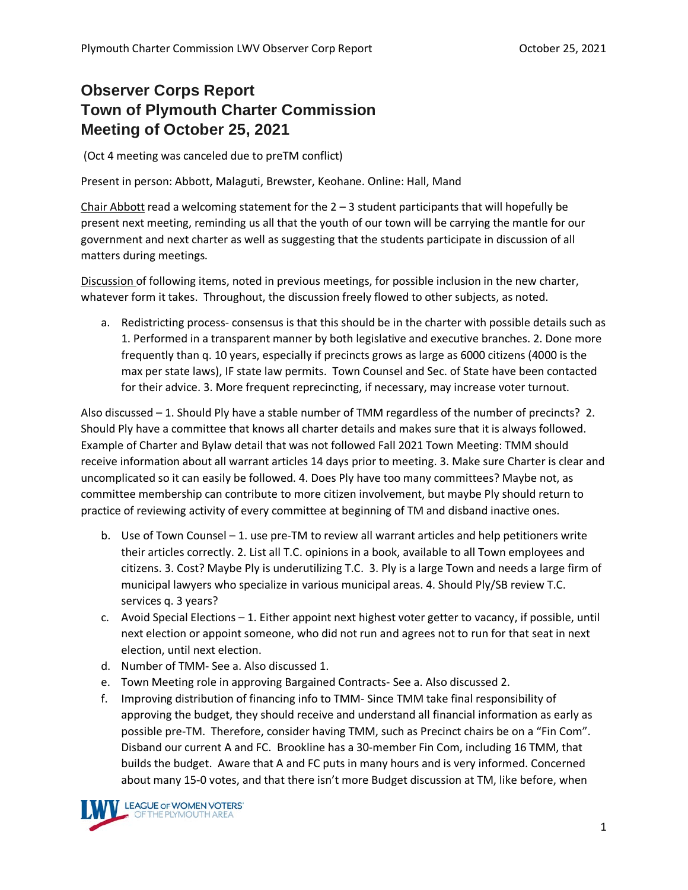# Observer Corps Report
# Town of Plymouth Charter Commission
# Meeting of October 25, 2021

(Oct 4 meeting was canceled due to preTM conflict)

Present in person: Abbott, Malaguti, Brewster, Keohane. Online: Hall, Mand

Chair Abbott read a welcoming statement for the 2 – 3 student participants that will hopefully be present next meeting, reminding us all that the youth of our town will be carrying the mantle for our government and next charter as well as suggesting that the students participate in discussion of all matters during meetings.

Discussion of following items, noted in previous meetings, for possible inclusion in the new charter, whatever form it takes. Throughout, the discussion freely flowed to other subjects, as noted.

a. Redistricting process- consensus is that this should be in the charter with possible details such as 1. Performed in a transparent manner by both legislative and executive branches. 2. Done more frequently than q. 10 years, especially if precincts grows as large as 6000 citizens (4000 is the max per state laws), IF state law permits. Town Counsel and Sec. of State have been contacted for their advice. 3. More frequent reprecincting, if necessary, may increase voter turnout.

Also discussed – 1. Should Ply have a stable number of TMM regardless of the number of precincts? 2. Should Ply have a committee that knows all charter details and makes sure that it is always followed. Example of Charter and Bylaw detail that was not followed Fall 2021 Town Meeting: TMM should receive information about all warrant articles 14 days prior to meeting. 3. Make sure Charter is clear and uncomplicated so it can easily be followed. 4. Does Ply have too many committees? Maybe not, as committee membership can contribute to more citizen involvement, but maybe Ply should return to practice of reviewing activity of every committee at beginning of TM and disband inactive ones.

b. Use of Town Counsel – 1. use pre-TM to review all warrant articles and help petitioners write their articles correctly. 2. List all T.C. opinions in a book, available to all Town employees and citizens. 3. Cost? Maybe Ply is underutilizing T.C. 3. Ply is a large Town and needs a large firm of municipal lawyers who specialize in various municipal areas. 4. Should Ply/SB review T.C. services q. 3 years?
c. Avoid Special Elections – 1. Either appoint next highest voter getter to vacancy, if possible, until next election or appoint someone, who did not run and agrees not to run for that seat in next election, until next election.
d. Number of TMM- See a. Also discussed 1.
e. Town Meeting role in approving Bargained Contracts- See a. Also discussed 2.
f. Improving distribution of financing info to TMM- Since TMM take final responsibility of approving the budget, they should receive and understand all financial information as early as possible pre-TM. Therefore, consider having TMM, such as Precinct chairs be on a "Fin Com". Disband our current A and FC. Brookline has a 30-member Fin Com, including 16 TMM, that builds the budget. Aware that A and FC puts in many hours and is very informed. Concerned about many 15-0 votes, and that there isn't more Budget discussion at TM, like before, when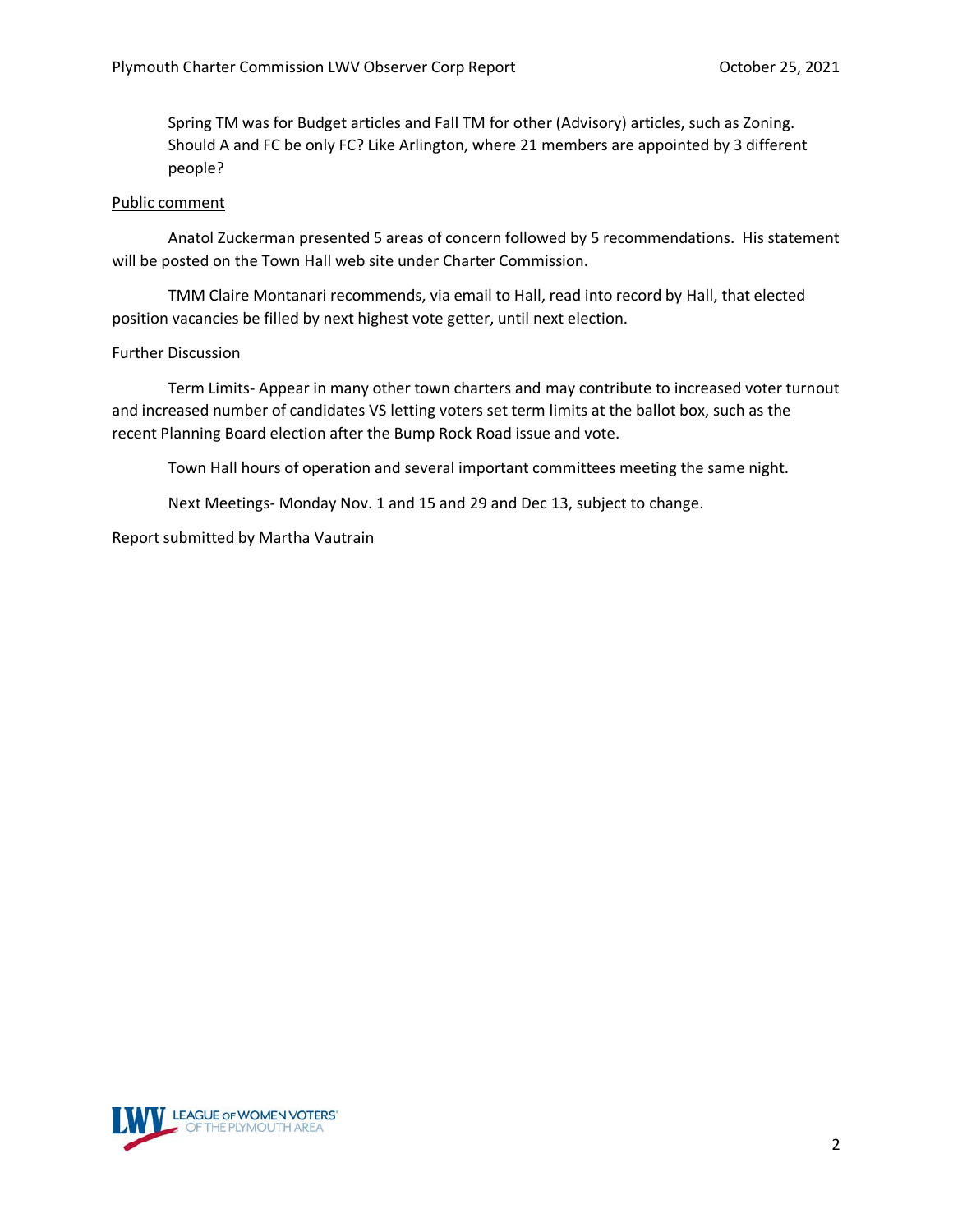Spring TM was for Budget articles and Fall TM for other (Advisory) articles, such as Zoning. Should A and FC be only FC? Like Arlington, where 21 members are appointed by 3 different people?

<u>Public comment</u>

Anatol Zuckerman presented 5 areas of concern followed by 5 recommendations. His statement will be posted on the Town Hall web site under Charter Commission.

TMM Claire Montanari recommends, via email to Hall, read into record by Hall, that elected position vacancies be filled by next highest vote getter, until next election.

<u>Further Discussion</u>

Term Limits- Appear in many other town charters and may contribute to increased voter turnout and increased number of candidates VS letting voters set term limits at the ballot box, such as the recent Planning Board election after the Bump Rock Road issue and vote.

Town Hall hours of operation and several important committees meeting the same night.

Next Meetings- Monday Nov. 1 and 15 and 29 and Dec 13, subject to change.

Report submitted by Martha Vautrain